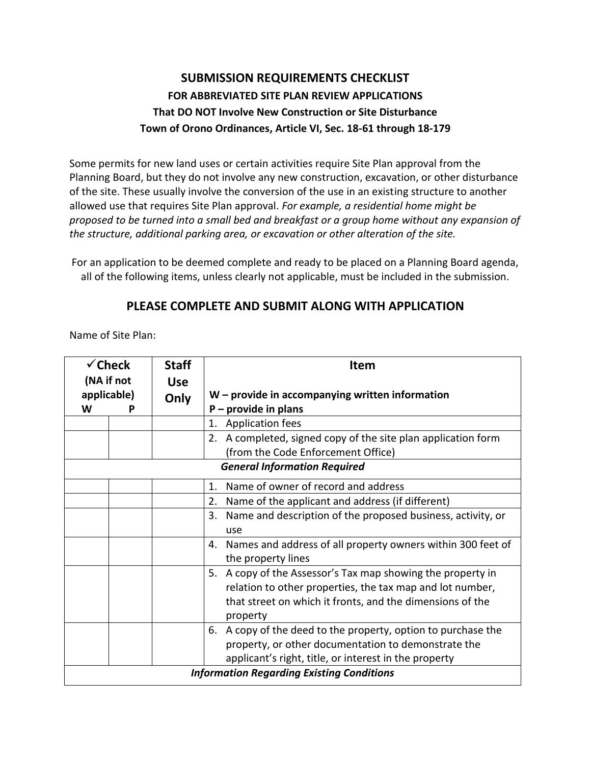# SUBMISSION REQUIREMENTS CHECKLIST

## FOR ABBREVIATED SITE PLAN REVIEW APPLICATIONS

### That DO NOT Involve New Construction or Site Disturbance

### Town of Orono Ordinances, Article VI, Sec. 18-61 through 18-179

Some permits for new land uses or certain activities require Site Plan approval from the Planning Board, but they do not involve any new construction, excavation, or other disturbance of the site. These usually involve the conversion of the use in an existing structure to another allowed use that requires Site Plan approval. *For example, a residential home might be proposed to be turned into a small bed and breakfast or a group home without any expansion of the structure, additional parking area, or excavation or other alteration of the site.*

For an application to be deemed complete and ready to be placed on a Planning Board agenda, all of the following items, unless clearly not applicable, must be included in the submission.

## PLEASE COMPLETE AND SUBMIT ALONG WITH APPLICATION

Name of Site Plan:

| ✓Check (NA if not applicable) | | Staff Use Only | Item |
|---|---|---|---|
| W | P | | W – provide in accompanying written information<br>P – provide in plans |
| | | | 1. Application fees |
| | | | 2. A completed, signed copy of the site plan application form (from the Code Enforcement Office) |
| | | | ***General Information Required*** |
| | | | 1. Name of owner of record and address |
| | | | 2. Name of the applicant and address (if different) |
| | | | 3. Name and description of the proposed business, activity, or use |
| | | | 4. Names and address of all property owners within 300 feet of the property lines |
| | | | 5. A copy of the Assessor's Tax map showing the property in relation to other properties, the tax map and lot number, that street on which it fronts, and the dimensions of the property |
| | | | 6. A copy of the deed to the property, option to purchase the property, or other documentation to demonstrate the applicant's right, title, or interest in the property |
| | | | ***Information Regarding Existing Conditions*** |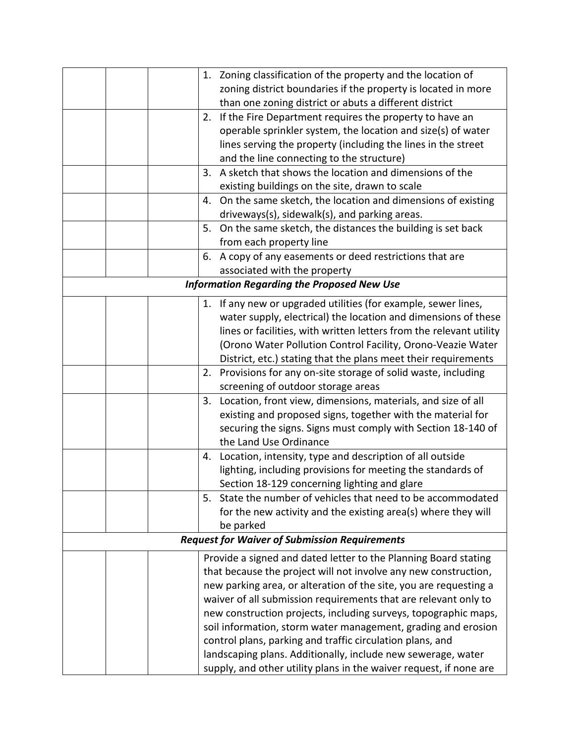| | | | |
|---|---|---|---|
| | | | 1. Zoning classification of the property and the location of zoning district boundaries if the property is located in more than one zoning district or abuts a different district |
| | | | 2. If the Fire Department requires the property to have an operable sprinkler system, the location and size(s) of water lines serving the property (including the lines in the street and the line connecting to the structure) |
| | | | 3. A sketch that shows the location and dimensions of the existing buildings on the site, drawn to scale |
| | | | 4. On the same sketch, the location and dimensions of existing driveways(s), sidewalk(s), and parking areas. |
| | | | 5. On the same sketch, the distances the building is set back from each property line |
| | | | 6. A copy of any easements or deed restrictions that are associated with the property |
| ***Information Regarding the Proposed New Use*** | | | |
| | | | 1. If any new or upgraded utilities (for example, sewer lines, water supply, electrical) the location and dimensions of these lines or facilities, with written letters from the relevant utility (Orono Water Pollution Control Facility, Orono-Veazie Water District, etc.) stating that the plans meet their requirements |
| | | | 2. Provisions for any on-site storage of solid waste, including screening of outdoor storage areas |
| | | | 3. Location, front view, dimensions, materials, and size of all existing and proposed signs, together with the material for securing the signs. Signs must comply with Section 18-140 of the Land Use Ordinance |
| | | | 4. Location, intensity, type and description of all outside lighting, including provisions for meeting the standards of Section 18-129 concerning lighting and glare |
| | | | 5. State the number of vehicles that need to be accommodated for the new activity and the existing area(s) where they will be parked |
| ***Request for Waiver of Submission Requirements*** | | | |
| | | | Provide a signed and dated letter to the Planning Board stating that because the project will not involve any new construction, new parking area, or alteration of the site, you are requesting a waiver of all submission requirements that are relevant only to new construction projects, including surveys, topographic maps, soil information, storm water management, grading and erosion control plans, parking and traffic circulation plans, and landscaping plans. Additionally, include new sewerage, water supply, and other utility plans in the waiver request, if none are |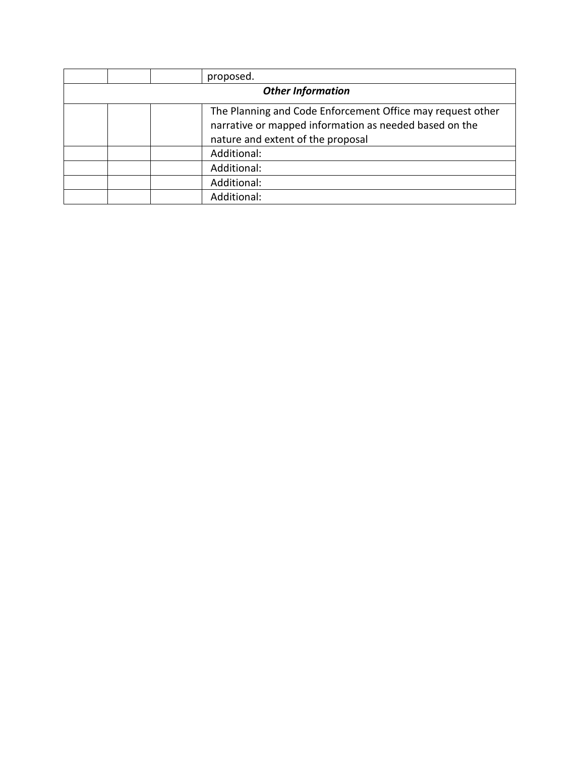| | | | |
|---|---|---|---|
| | | | proposed. |
| ***Other Information*** | | | |
| | | | The Planning and Code Enforcement Office may request other narrative or mapped information as needed based on the nature and extent of the proposal |
| | | | Additional: |
| | | | Additional: |
| | | | Additional: |
| | | | Additional: |